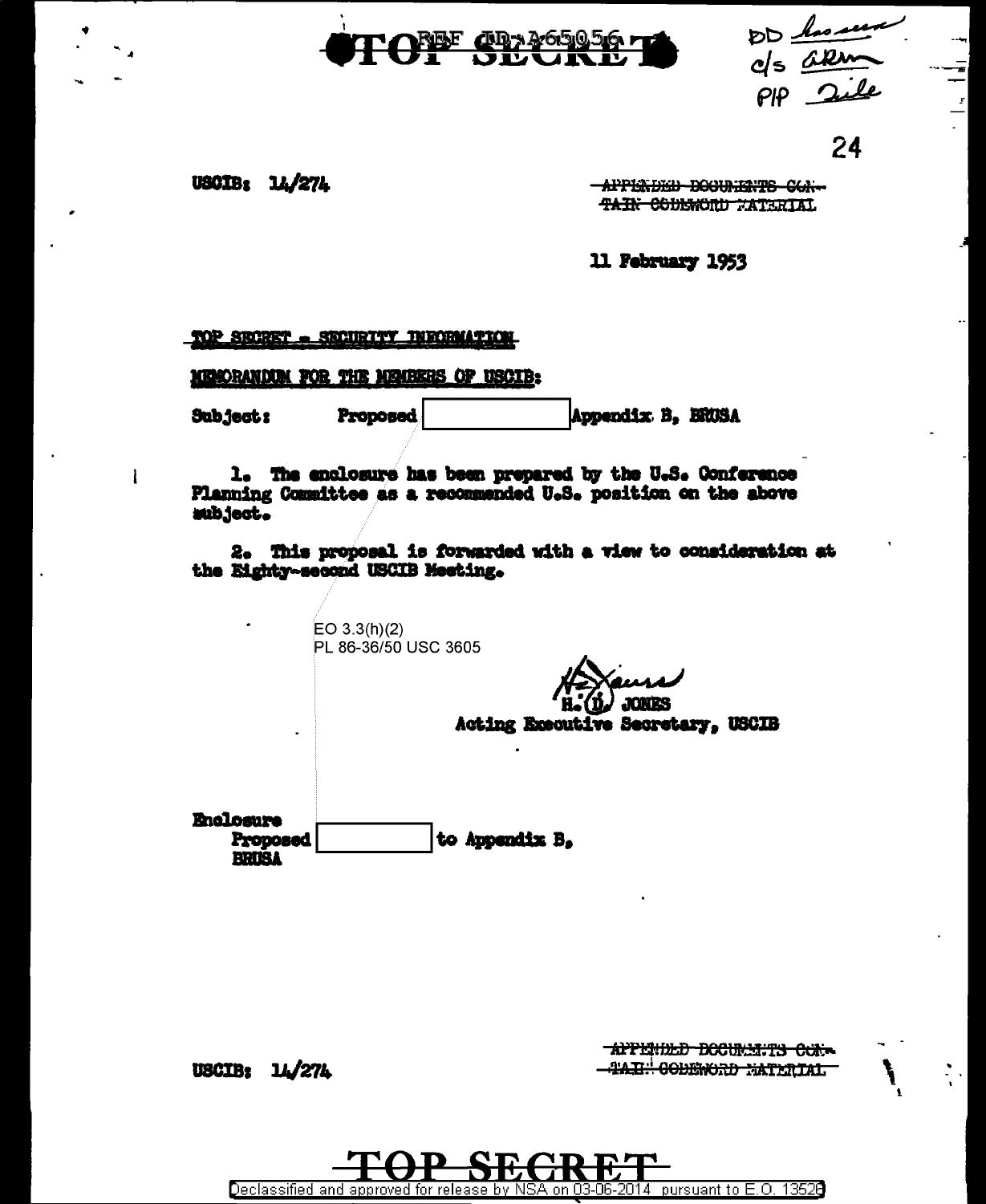TOP SECRET

REF ID:A65056

DD ~~has seen~~
c/s ~~ARm~~
PIP ~~file~~

24

USCIB: 14/274

~~APPENDED DOCUMENTS CON-TAIN CODEWORD MATERIAL~~

11 February 1953

TOP SECRET - SECURITY INFORMATION

MEMORANDUM FOR THE MEMBERS OF USCIB:

Subject: Proposed [          ] Appendix B, BRUSA

1. The enclosure has been prepared by the U.S. Conference Planning Committee as a recommended U.S. position on the above subject.

2. This proposal is forwarded with a view to consideration at the Eighty-second USCIB Meeting.

EO 3.3(h)(2)
PL 86-36/50 USC 3605

H. D. JONES
Acting Executive Secretary, USCIB

Enclosure
Proposed [          ] to Appendix B,
BRUSA

USCIB: 14/274

~~APPENDED DOCUMENTS CON-TAIN CODEWORD MATERIAL~~

TOP SECRET

Declassified and approved for release by NSA on 03-06-2014 pursuant to E.O. 13526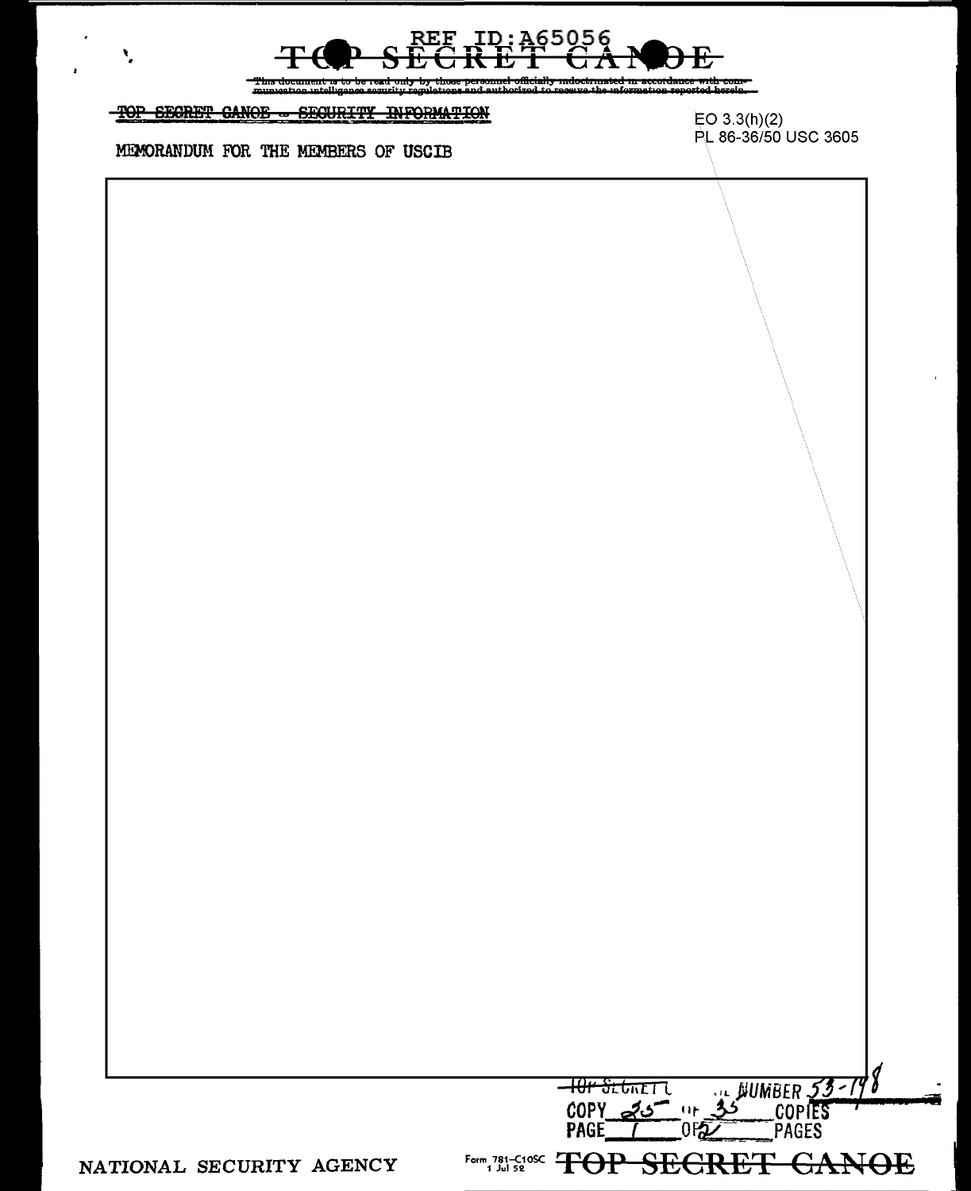REF ID:A65056

TOP SECRET CANOE

This document is to be read only by those personnel officially indoctrinated in accordance with communication intelligence security regulations and authorized to receive the information reported herein.

TOP SECRET CANOE - SECURITY INFORMATION

EO 3.3(h)(2)
PL 86-36/50 USC 3605

MEMORANDUM FOR THE MEMBERS OF USCIB

TOP SECRET NUMBER 53-198
COPY 25 OF 35 COPIES
PAGE 1 OF 2 PAGES

NATIONAL SECURITY AGENCY

Form 781-C10SC 1 Jul 52

TOP SECRET CANOE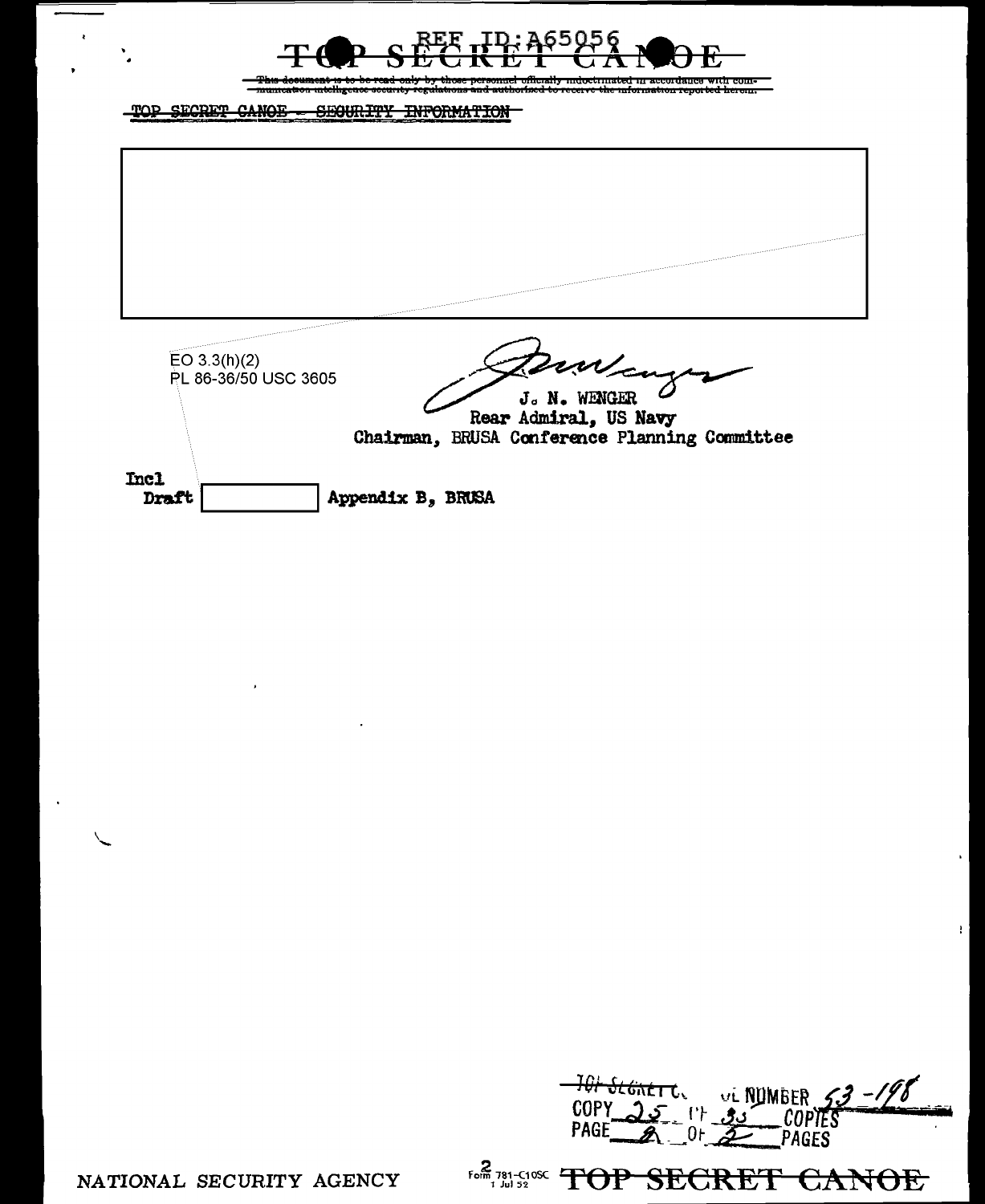TOP SECRET CANOE - SECURITY INFORMATION

EO 3.3(h)(2)
PL 86-36/50 USC 3605

J. N. WENGER
Rear Admiral, US Navy
Chairman, BRUSA Conference Planning Committee

Incl
Draft Appendix B, BRUSA

TOP SECRET C... NUMBER 53-198
COPY 25 OF 35 COPIES
PAGE 2 OF 2 PAGES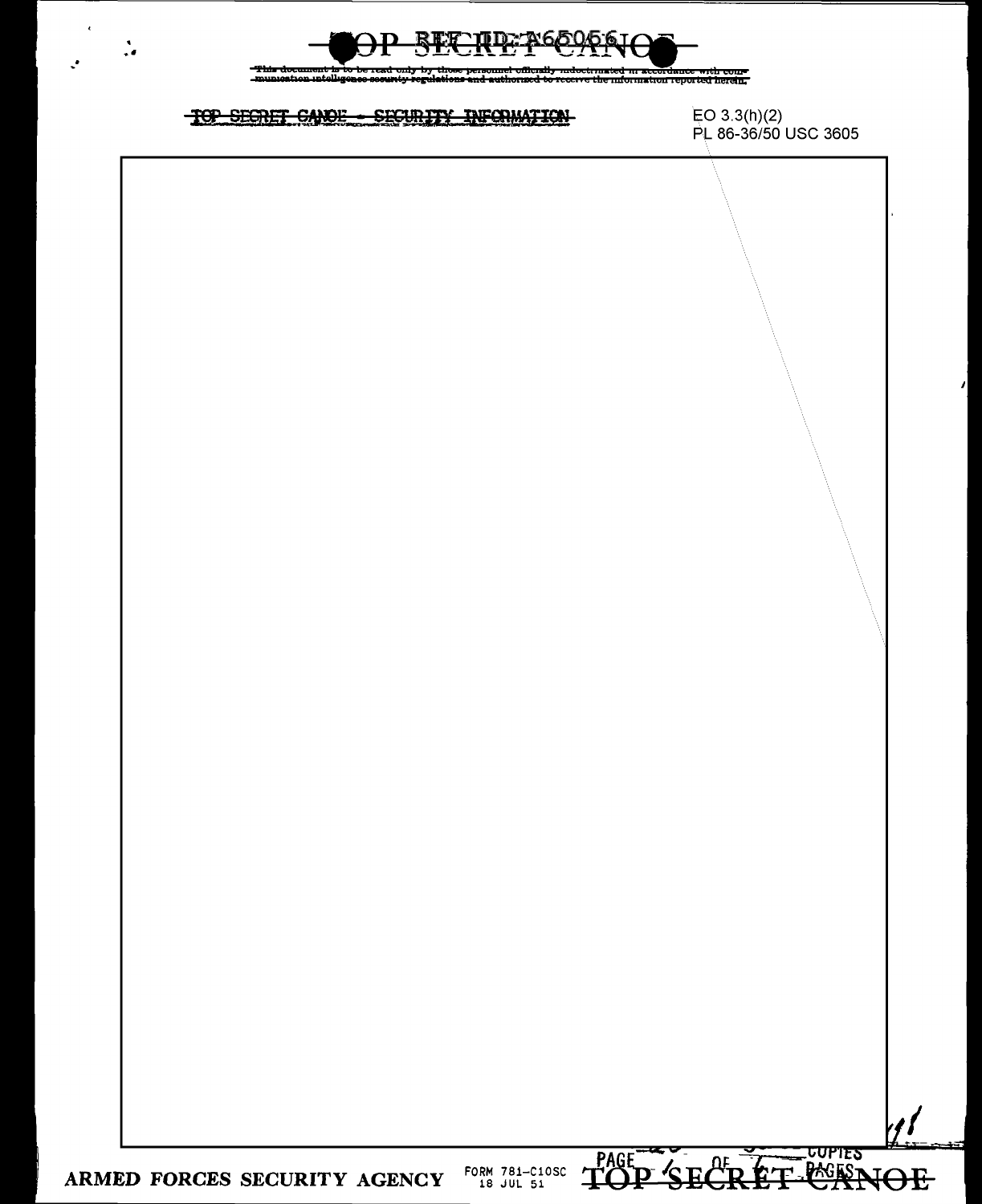This document is to be read only by those personnel officially indoctrinated in accordance with communication intelligence security regulations and authorized to receive the information reported herein.

TOP SECRET CANOE - SECURITY INFORMATION

EO 3.3(h)(2)
PL 86-36/50 USC 3605

ARMED FORCES SECURITY AGENCY FORM 781-C10SC 18 JUL 51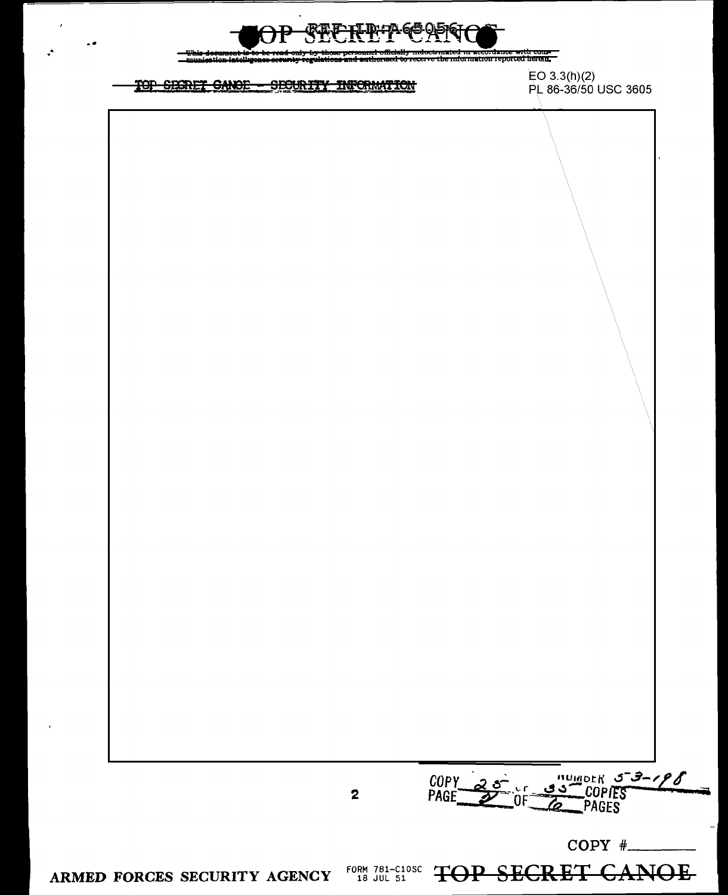This document is to be read only by those personnel officially indoctrinated in accordance with communication intelligence security regulations and authorized to receive the information reported herein.

TOP SECRET CANOE - SECURITY INFORMATION

EO 3.3(h)(2)
PL 86-36/50 USC 3605

COPY 25 of 35 COPIES
PAGE 2 OF 6 PAGES
NUMBER 5-3-198

COPY #

ARMED FORCES SECURITY AGENCY FORM 781-C10SC 18 JUL 51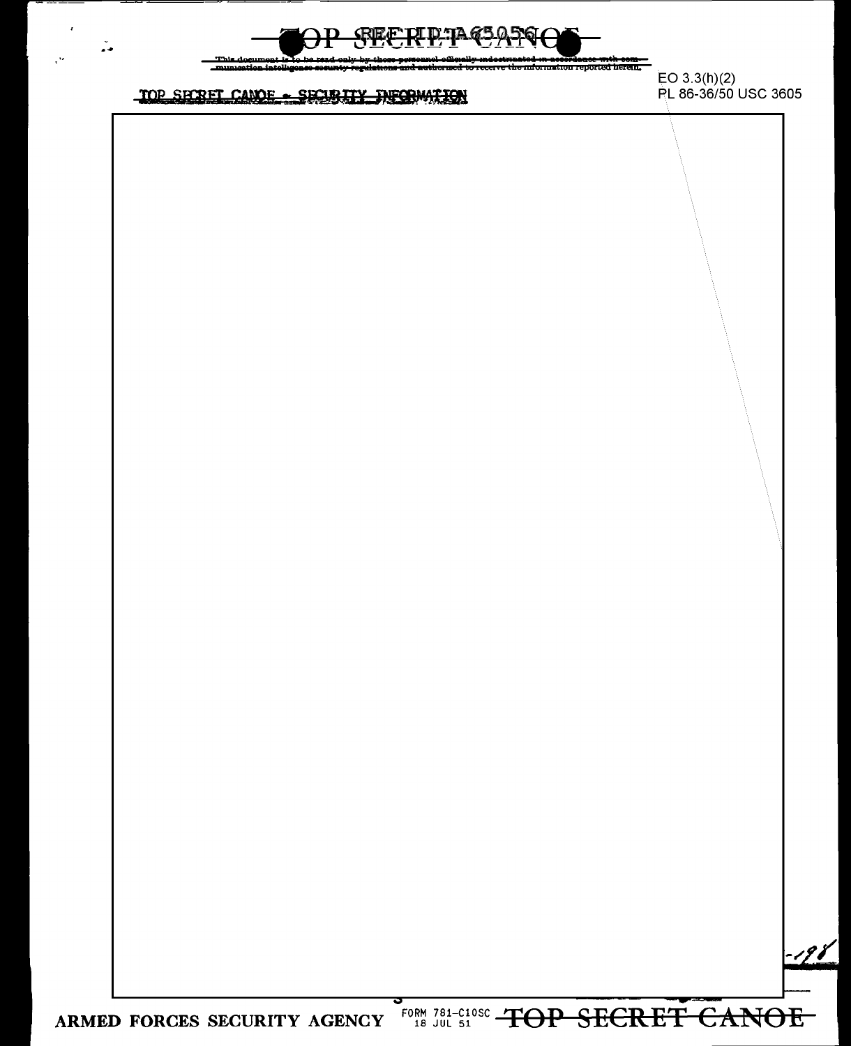This document is to be read only by those personnel officially indoctrinated in accordance with communication intelligence security regulations and authorized to receive the information reported herein.

EO 3.3(h)(2)
PL 86-36/50 USC 3605

TOP SECRET CANOE - SECURITY INFORMATION

ARMED FORCES SECURITY AGENCY FORM 781-C10SC 18 JUL 51 TOP SECRET CANOE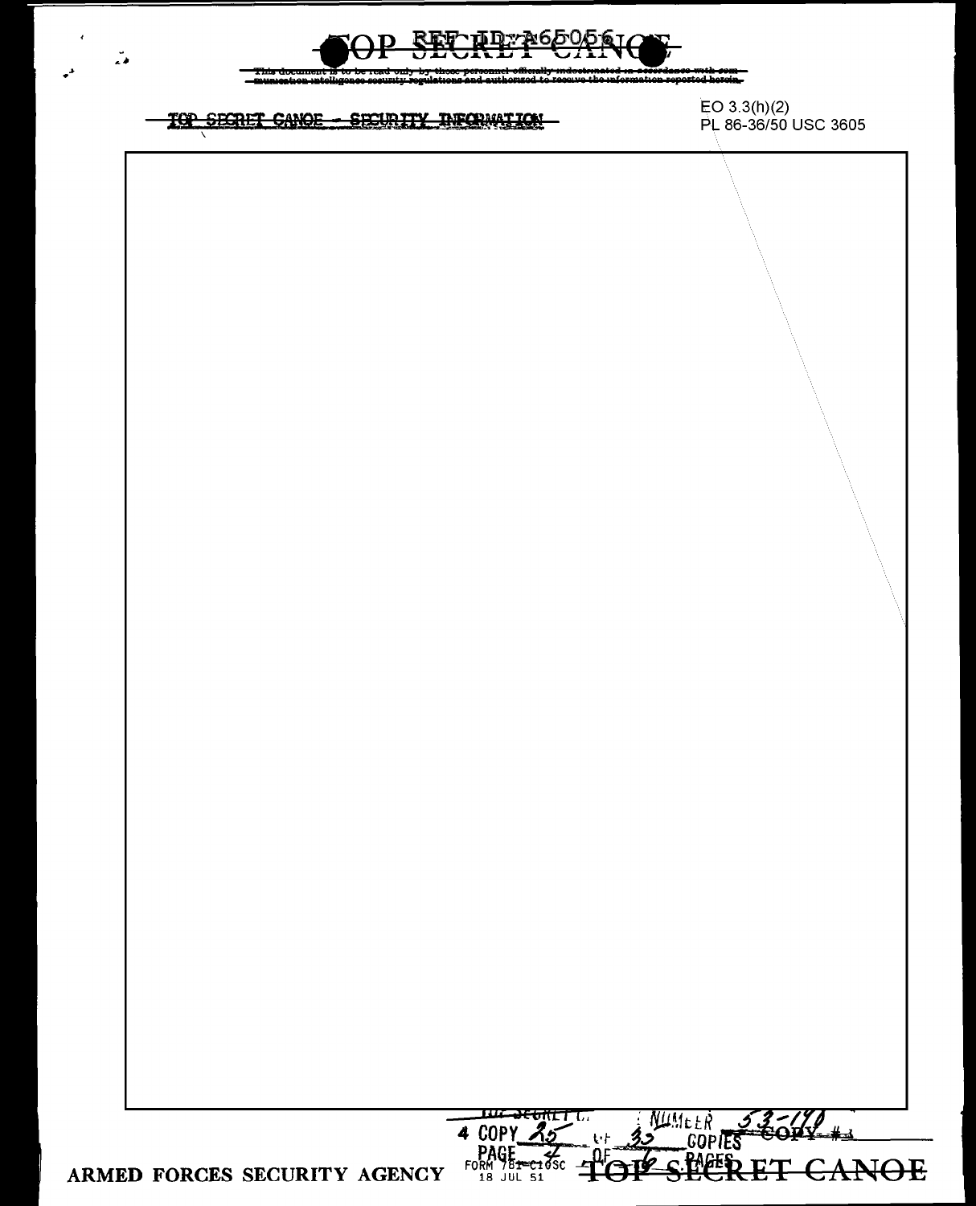TOP SECRET CANOE - SECURITY INFORMATION

EO 3.3(h)(2)
PL 86-36/50 USC 3605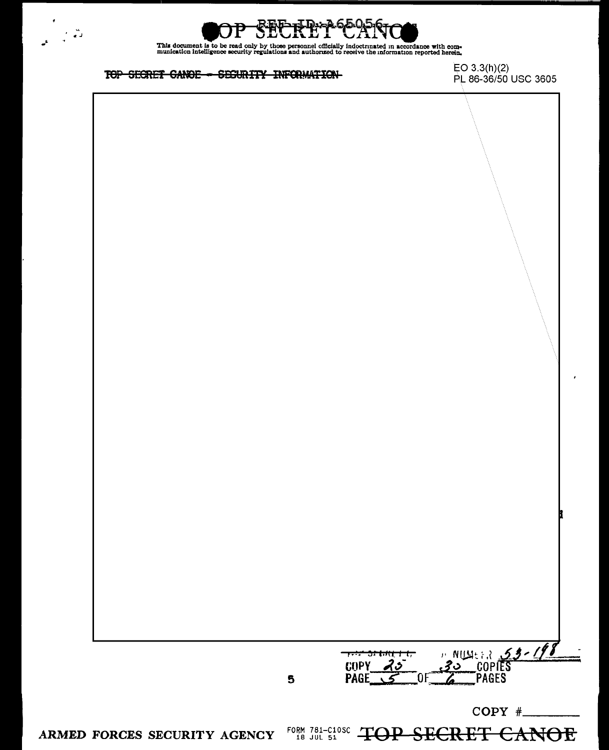This document is to be read only by those personnel officially indoctrinated in accordance with communication intelligence security regulations and authorized to receive the information reported herein.

~~TOP SECRET CANOE - SECURITY INFORMATION~~

EO 3.3(h)(2)
PL 86-36/50 USC 3605

NUMBER 53-198
COPY 25 30 COPIES
PAGE 5 OF 6 PAGES

COPY #

ARMED FORCES SECURITY AGENCY FORM 781-C10SC 18 JUL 51 ~~TOP SECRET CANOE~~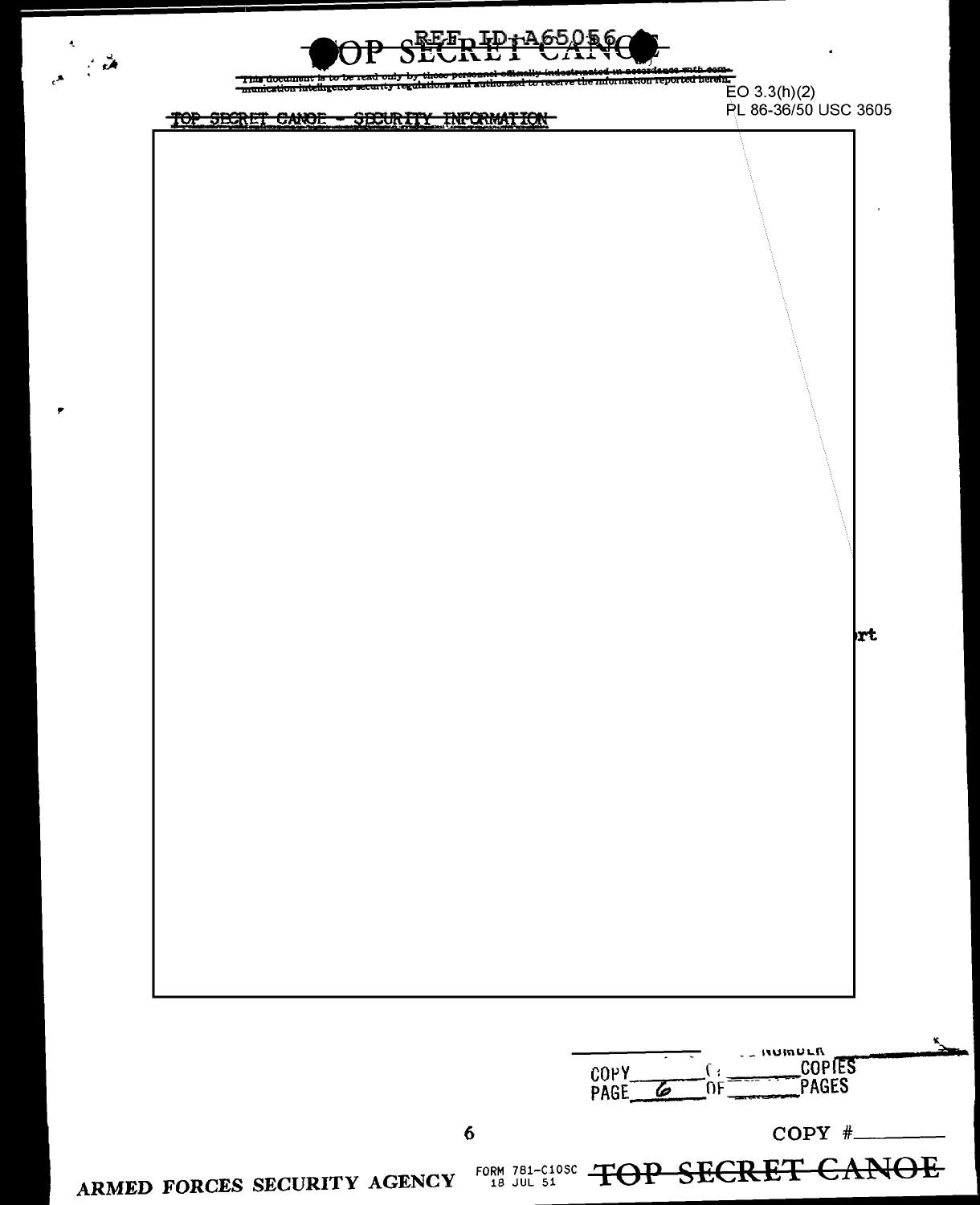TOP SECRET CANOE

This document is to be read only by those personnel officially indoctrinated in accordance with communication intelligence security regulations and authorized to receive the information reported herein.

EO 3.3(h)(2)
PL 86-36/50 USC 3605

TOP SECRET CANOE - SECURITY INFORMATION

rt

NUMBER
COPY ____ OF ____ COPIES
PAGE 6 OF ____ PAGES

COPY #______

ARMED FORCES SECURITY AGENCY

FORM 781-C10SC
18 JUL 51

TOP SECRET CANOE